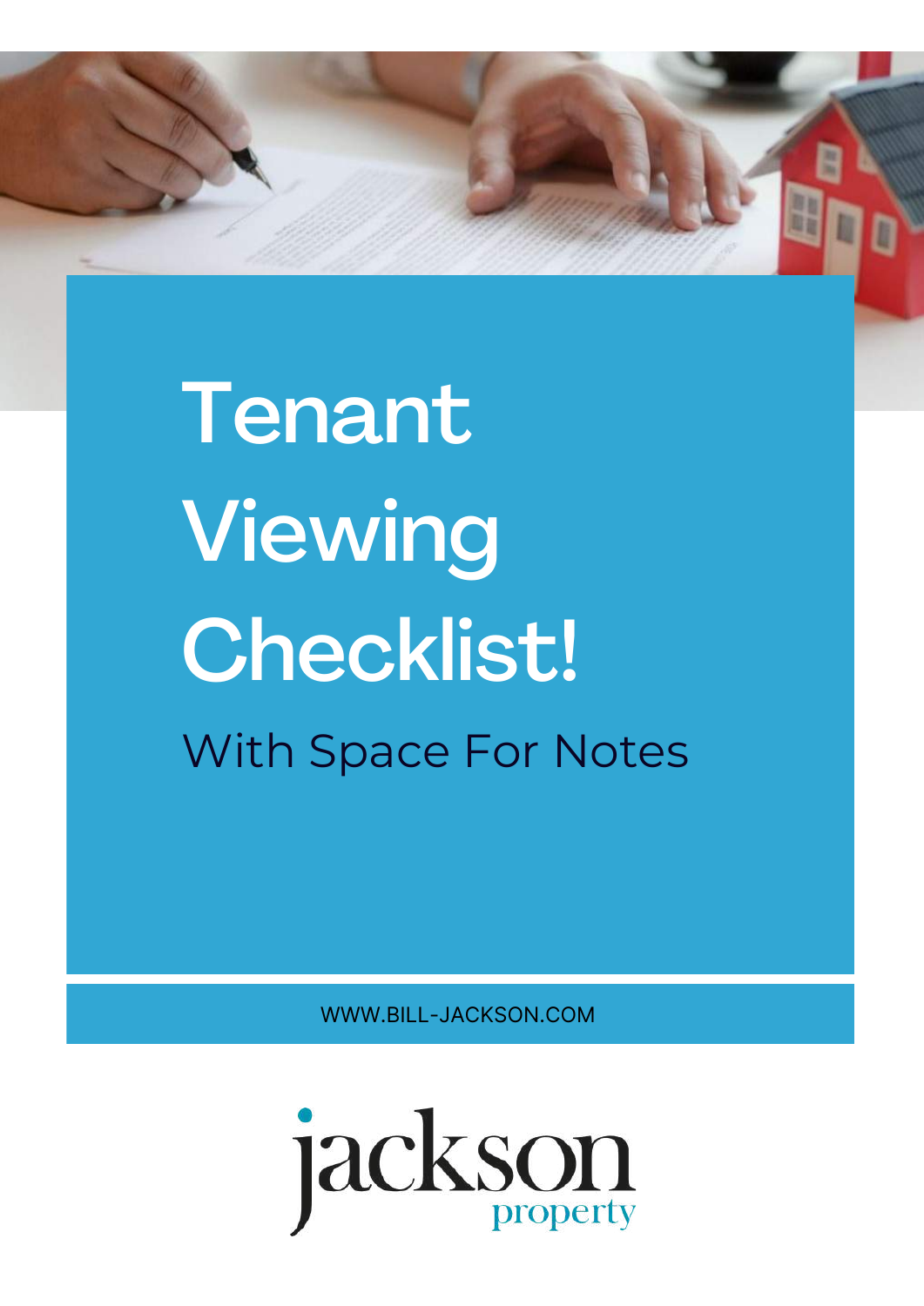# Tenant Viewing Checklist!

With Space For Notes

WWW.BILL-JACKSON.COM

jackson property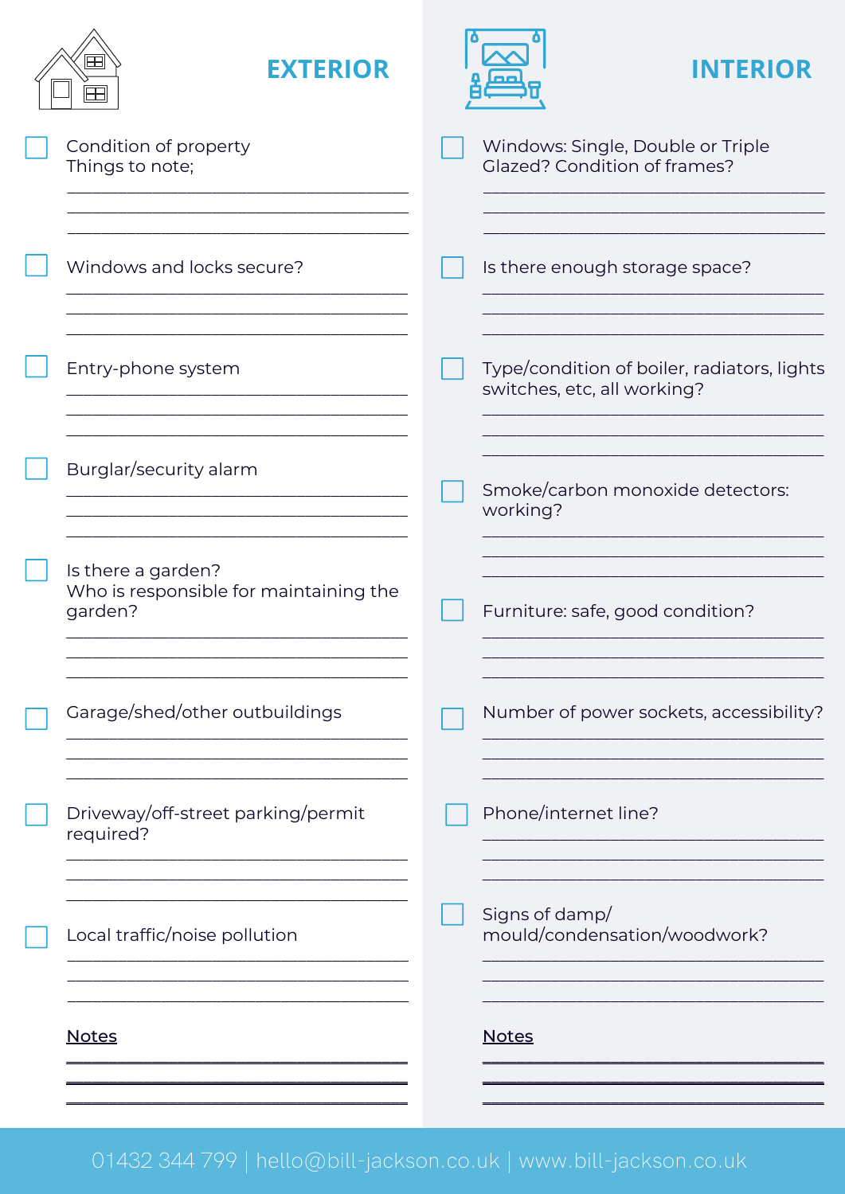## EXTERIOR

- [ ] Condition of property
  Things to note;
  ______________________________________
  ______________________________________
  ______________________________________

- [ ] Windows and locks secure?
  ______________________________________
  ______________________________________
  ______________________________________

- [ ] Entry-phone system
  ______________________________________
  ______________________________________
  ______________________________________

- [ ] Burglar/security alarm
  ______________________________________
  ______________________________________
  ______________________________________

- [ ] Is there a garden?
  Who is responsible for maintaining the garden?
  ______________________________________
  ______________________________________
  ______________________________________

- [ ] Garage/shed/other outbuildings
  ______________________________________
  ______________________________________
  ______________________________________

- [ ] Driveway/off-street parking/permit required?
  ______________________________________
  ______________________________________
  ______________________________________

- [ ] Local traffic/noise pollution
  ______________________________________
  ______________________________________
  ______________________________________

<u>Notes</u>

______________________________________
______________________________________
______________________________________

## INTERIOR

- [ ] Windows: Single, Double or Triple Glazed? Condition of frames?
  ______________________________________
  ______________________________________
  ______________________________________

- [ ] Is there enough storage space?
  ______________________________________
  ______________________________________
  ______________________________________

- [ ] Type/condition of boiler, radiators, lights switches, etc, all working?
  ______________________________________
  ______________________________________
  ______________________________________

- [ ] Smoke/carbon monoxide detectors: working?
  ______________________________________
  ______________________________________
  ______________________________________

- [ ] Furniture: safe, good condition?
  ______________________________________
  ______________________________________
  ______________________________________

- [ ] Number of power sockets, accessibility?
  ______________________________________
  ______________________________________
  ______________________________________

- [ ] Phone/internet line?
  ______________________________________
  ______________________________________
  ______________________________________

- [ ] Signs of damp/ mould/condensation/woodwork?
  ______________________________________
  ______________________________________
  ______________________________________

<u>Notes</u>

______________________________________
______________________________________
______________________________________

01432 344 799 | hello@bill-jackson.co.uk | www.bill-jackson.co.uk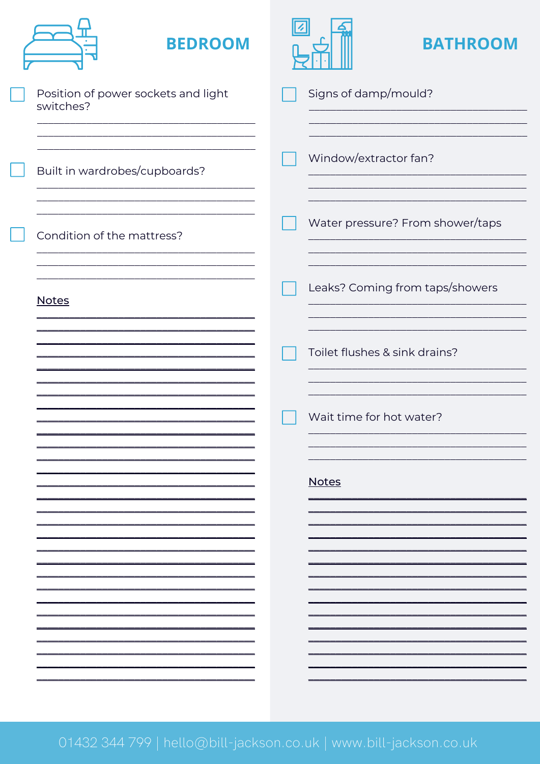## BEDROOM

- [ ] Position of power sockets and light switches?
- [ ] Built in wardrobes/cupboards?
- [ ] Condition of the mattress?

**Notes**

## BATHROOM

- [ ] Signs of damp/mould?
- [ ] Window/extractor fan?
- [ ] Water pressure? From shower/taps
- [ ] Leaks? Coming from taps/showers
- [ ] Toilet flushes & sink drains?
- [ ] Wait time for hot water?

**Notes**

01432 344 799 | hello@bill-jackson.co.uk | www.bill-jackson.co.uk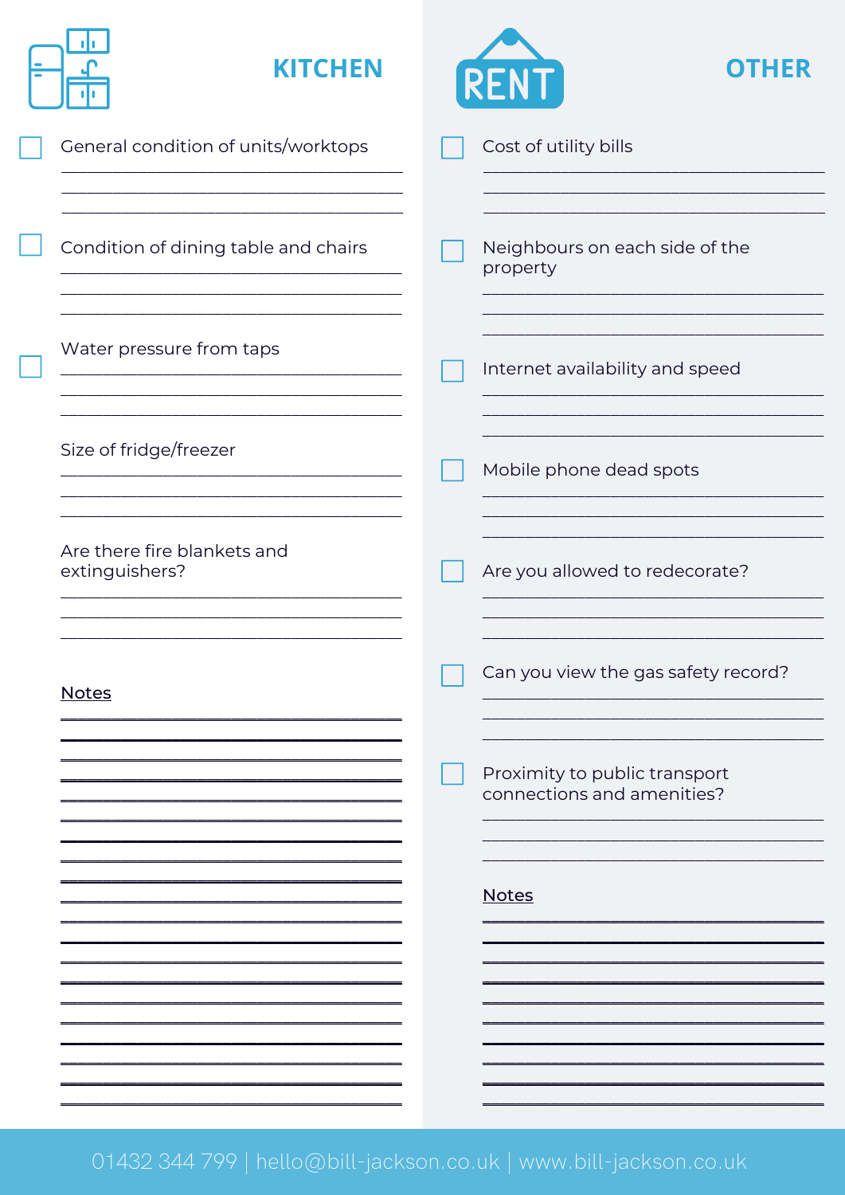## KITCHEN

- [ ] General condition of units/worktops
- [ ] Condition of dining table and chairs
- [ ] Water pressure from taps
- Size of fridge/freezer
- Are there fire blankets and extinguishers?

Notes

## OTHER

- [ ] Cost of utility bills
- [ ] Neighbours on each side of the property
- [ ] Internet availability and speed
- [ ] Mobile phone dead spots
- [ ] Are you allowed to redecorate?
- [ ] Can you view the gas safety record?
- [ ] Proximity to public transport connections and amenities?

Notes

01432 344 799 | hello@bill-jackson.co.uk | www.bill-jackson.co.uk